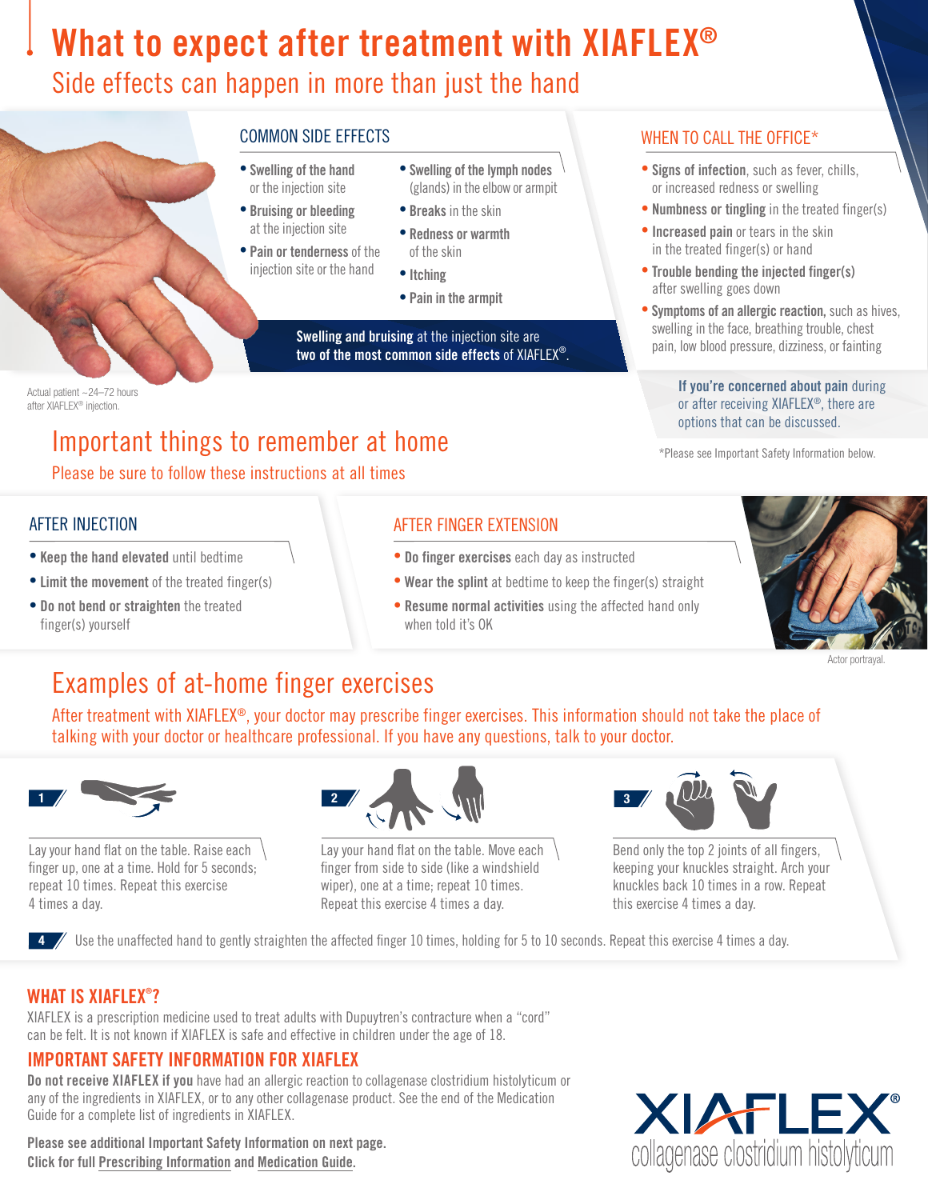# What to expect after treatment with XIAFLEX®

## Side effects can happen in more than just the hand

Actual patient ~24–72 hours after XIAFLEX® injection.

### COMMON SIDE EFFECTS

- **Swelling of the hand** or the injection site
- **Bruising or bleeding** at the injection site
- **Pain or tenderness** of the injection site or the hand
- **Swelling of the lymph nodes** (glands) in the elbow or armpit
- **Breaks** in the skin
- **Redness or warmth** of the skin
- **Itching**
- **Pain in the armpit**

**Swelling and bruising** at the injection site are **two of the most common side effects** of XIAFLEX®.

### WHEN TO CALL THE OFFICE*

- **Signs of infection**, such as fever, chills, or increased redness or swelling
- **Numbness or tingling** in the treated finger(s)
- **Increased pain** or tears in the skin in the treated finger(s) or hand
- **Trouble bending the injected finger(s)** after swelling goes down
- **Symptoms of an allergic reaction**, such as hives, swelling in the face, breathing trouble, chest pain, low blood pressure, dizziness, or fainting

**If you're concerned about pain** during or after receiving XIAFLEX®, there are options that can be discussed.

*Please see Important Safety Information below.

## Important things to remember at home

Please be sure to follow these instructions at all times

### AFTER INJECTION

- **Keep the hand elevated** until bedtime
- **Limit the movement** of the treated finger(s)
- **Do not bend or straighten** the treated finger(s) yourself

### AFTER FINGER EXTENSION

- **Do finger exercises** each day as instructed
- **Wear the splint** at bedtime to keep the finger(s) straight
- **Resume normal activities** using the affected hand only when told it's OK

Actor portrayal.

## Examples of at-home finger exercises

After treatment with XIAFLEX®, your doctor may prescribe finger exercises. This information should not take the place of talking with your doctor or healthcare professional. If you have any questions, talk to your doctor.

**1** Lay your hand flat on the table. Raise each finger up, one at a time. Hold for 5 seconds; repeat 10 times. Repeat this exercise 4 times a day.

**2** Lay your hand flat on the table. Move each finger from side to side (like a windshield wiper), one at a time; repeat 10 times. Repeat this exercise 4 times a day.

**3** Bend only the top 2 joints of all fingers, keeping your knuckles straight. Arch your knuckles back 10 times in a row. Repeat this exercise 4 times a day.

**4** Use the unaffected hand to gently straighten the affected finger 10 times, holding for 5 to 10 seconds. Repeat this exercise 4 times a day.

## WHAT IS XIAFLEX®?

XIAFLEX is a prescription medicine used to treat adults with Dupuytren's contracture when a "cord" can be felt. It is not known if XIAFLEX is safe and effective in children under the age of 18.

## IMPORTANT SAFETY INFORMATION FOR XIAFLEX

**Do not receive XIAFLEX if you** have had an allergic reaction to collagenase clostridium histolyticum or any of the ingredients in XIAFLEX, or to any other collagenase product. See the end of the Medication Guide for a complete list of ingredients in XIAFLEX.

**Please see additional Important Safety Information on next page.**
**Click for full Prescribing Information and Medication Guide.**

XIAFLEX® collagenase clostridium histolyticum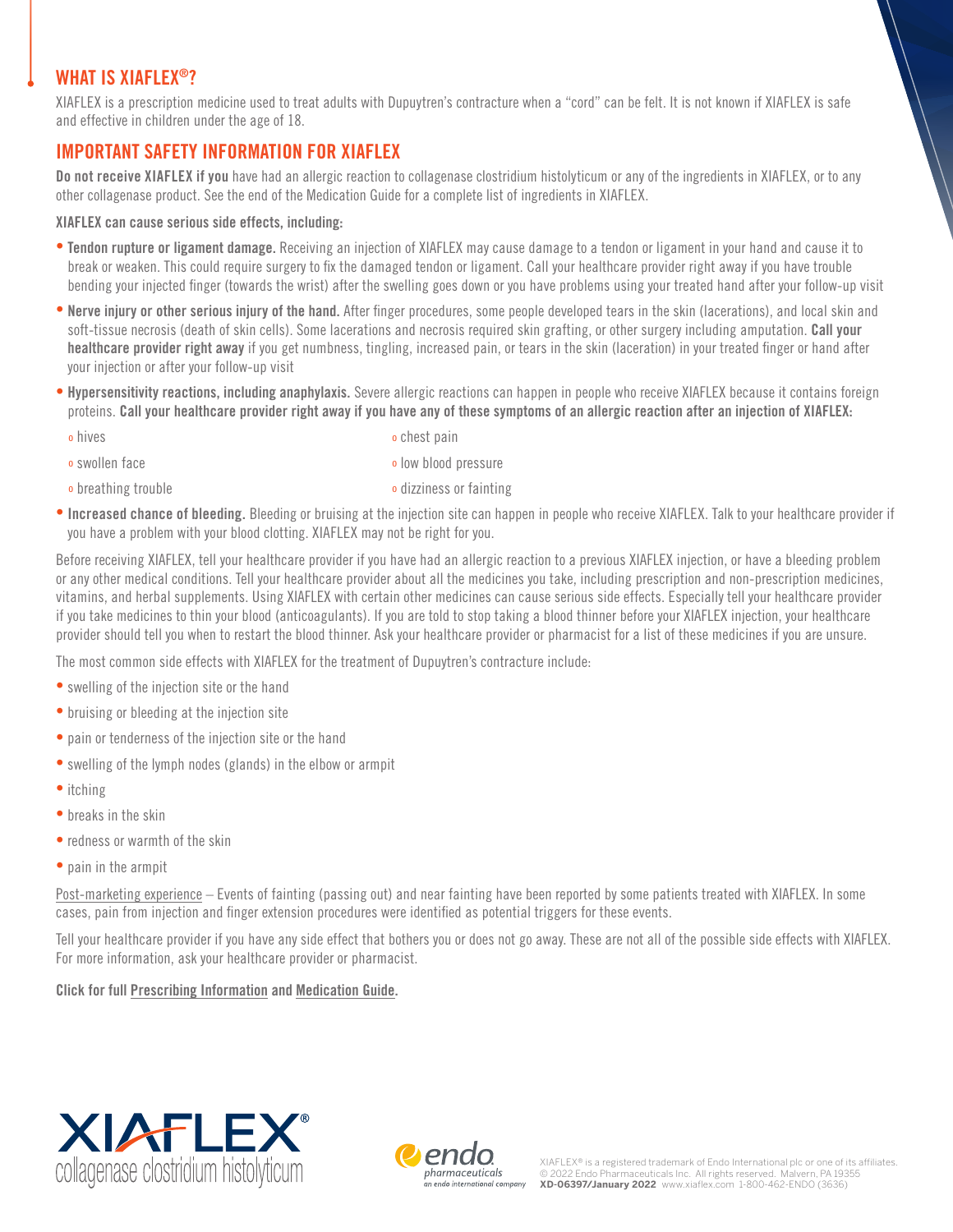## WHAT IS XIAFLEX®?

XIAFLEX is a prescription medicine used to treat adults with Dupuytren's contracture when a "cord" can be felt. It is not known if XIAFLEX is safe and effective in children under the age of 18.

## IMPORTANT SAFETY INFORMATION FOR XIAFLEX

**Do not receive XIAFLEX if you** have had an allergic reaction to collagenase clostridium histolyticum or any of the ingredients in XIAFLEX, or to any other collagenase product. See the end of the Medication Guide for a complete list of ingredients in XIAFLEX.

**XIAFLEX can cause serious side effects, including:**

- **Tendon rupture or ligament damage.** Receiving an injection of XIAFLEX may cause damage to a tendon or ligament in your hand and cause it to break or weaken. This could require surgery to fix the damaged tendon or ligament. Call your healthcare provider right away if you have trouble bending your injected finger (towards the wrist) after the swelling goes down or you have problems using your treated hand after your follow-up visit
- **Nerve injury or other serious injury of the hand.** After finger procedures, some people developed tears in the skin (lacerations), and local skin and soft-tissue necrosis (death of skin cells). Some lacerations and necrosis required skin grafting, or other surgery including amputation. **Call your healthcare provider right away** if you get numbness, tingling, increased pain, or tears in the skin (laceration) in your treated finger or hand after your injection or after your follow-up visit
- **Hypersensitivity reactions, including anaphylaxis.** Severe allergic reactions can happen in people who receive XIAFLEX because it contains foreign proteins. **Call your healthcare provider right away if you have any of these symptoms of an allergic reaction after an injection of XIAFLEX:**
  - hives
  - swollen face
  - breathing trouble
  - chest pain
  - low blood pressure
  - dizziness or fainting
- **Increased chance of bleeding.** Bleeding or bruising at the injection site can happen in people who receive XIAFLEX. Talk to your healthcare provider if you have a problem with your blood clotting. XIAFLEX may not be right for you.

Before receiving XIAFLEX, tell your healthcare provider if you have had an allergic reaction to a previous XIAFLEX injection, or have a bleeding problem or any other medical conditions. Tell your healthcare provider about all the medicines you take, including prescription and non-prescription medicines, vitamins, and herbal supplements. Using XIAFLEX with certain other medicines can cause serious side effects. Especially tell your healthcare provider if you take medicines to thin your blood (anticoagulants). If you are told to stop taking a blood thinner before your XIAFLEX injection, your healthcare provider should tell you when to restart the blood thinner. Ask your healthcare provider or pharmacist for a list of these medicines if you are unsure.

The most common side effects with XIAFLEX for the treatment of Dupuytren's contracture include:

- swelling of the injection site or the hand
- bruising or bleeding at the injection site
- pain or tenderness of the injection site or the hand
- swelling of the lymph nodes (glands) in the elbow or armpit
- itching
- breaks in the skin
- redness or warmth of the skin
- pain in the armpit

Post-marketing experience – Events of fainting (passing out) and near fainting have been reported by some patients treated with XIAFLEX. In some cases, pain from injection and finger extension procedures were identified as potential triggers for these events.

Tell your healthcare provider if you have any side effect that bothers you or does not go away. These are not all of the possible side effects with XIAFLEX. For more information, ask your healthcare provider or pharmacist.

**Click for full Prescribing Information and Medication Guide.**

XIAFLEX®
collagenase clostridium histolyticum

endo pharmaceuticals
an endo international company

XIAFLEX® is a registered trademark of Endo International plc or one of its affiliates.
© 2022 Endo Pharmaceuticals Inc. All rights reserved. Malvern, PA 19355
**XD-06397/January 2022** www.xiaflex.com 1-800-462-ENDO (3636)